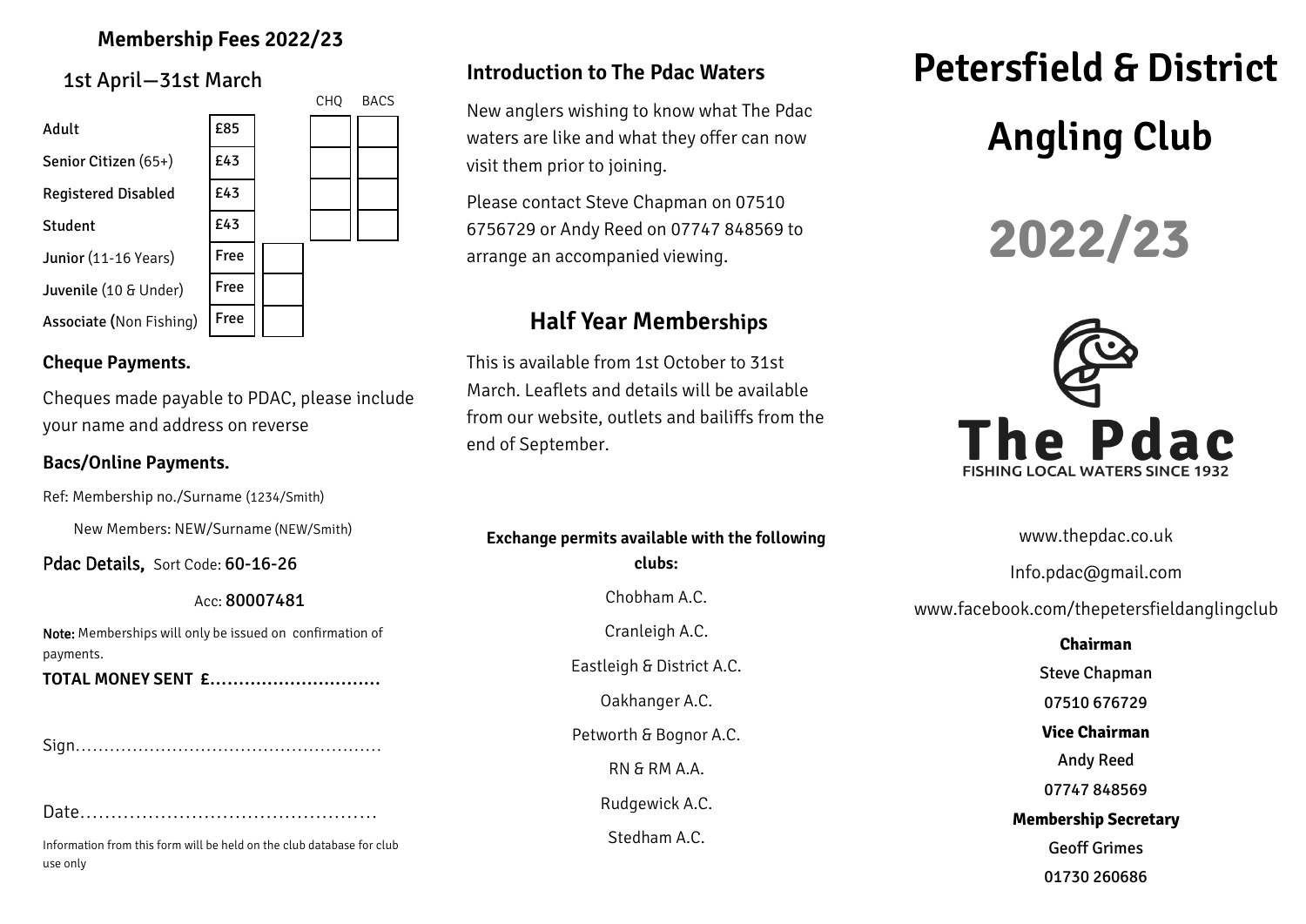## Membership Fees 2022/23

1st April—31st March

| | | | CHQ | BACS |
|---|---|---|---|---|
| Adult | £85 | | | |
| Senior Citizen (65+) | £43 | | | |
| Registered Disabled | £43 | | | |
| Student | £43 | | | |
| Junior (11-16 Years) | Free | | | |
| Juvenile (10 & Under) | Free | | | |
| Associate (Non Fishing) | Free | | | |

**Cheque Payments.**

Cheques made payable to PDAC, please include your name and address on reverse

**Bacs/Online Payments.**

Ref: Membership no./Surname (1234/Smith)

New Members: NEW/Surname (NEW/Smith)

Pdac Details, Sort Code: 60-16-26

Acc: 80007481

**Note:** Memberships will only be issued on confirmation of payments.

**TOTAL MONEY SENT £..............................**

Sign....................................................

Date................................................

Information from this form will be held on the club database for club use only

## Introduction to The Pdac Waters

New anglers wishing to know what The Pdac waters are like and what they offer can now visit them prior to joining.

Please contact Steve Chapman on 07510 6756729 or Andy Reed on 07747 848569 to arrange an accompanied viewing.

## Half Year Memberships

This is available from 1st October to 31st March. Leaflets and details will be available from our website, outlets and bailiffs from the end of September.

**Exchange permits available with the following clubs:**

Chobham A.C.

Cranleigh A.C.

Eastleigh & District A.C.

Oakhanger A.C.

Petworth & Bognor A.C.

RN & RM A.A.

Rudgewick A.C.

Stedham A.C.

# Petersfield & District Angling Club

# 2022/23

The Pdac

FISHING LOCAL WATERS SINCE 1932

www.thepdac.co.uk

Info.pdac@gmail.com

www.facebook.com/thepetersfieldanglingclub

**Chairman**

Steve Chapman

07510 676729

**Vice Chairman**

Andy Reed

07747 848569

**Membership Secretary**

Geoff Grimes

01730 260686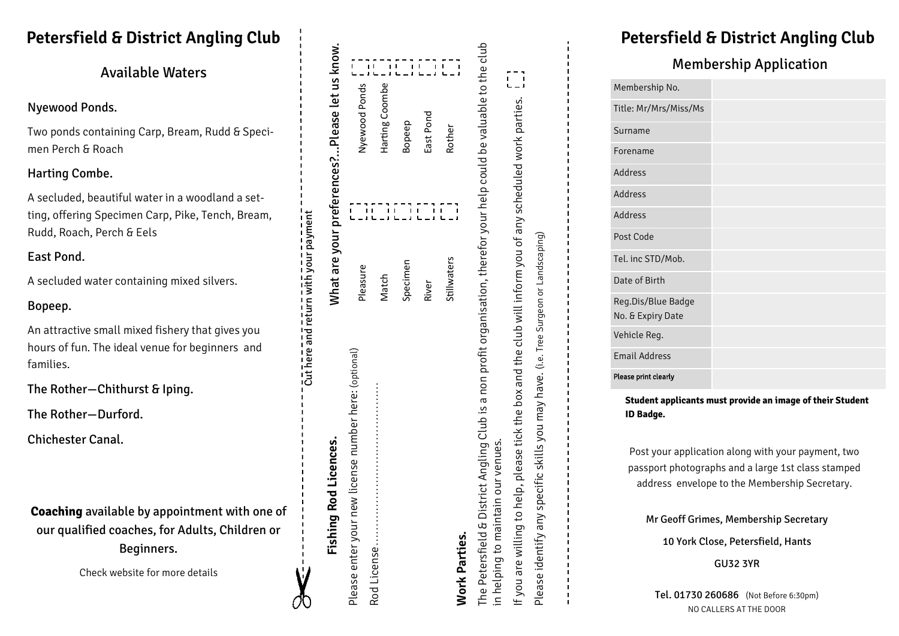# Petersfield & District Angling Club

## Available Waters

### Nyewood Ponds.

Two ponds containing Carp, Bream, Rudd & Specimen Perch & Roach

### Harting Combe.

A secluded, beautiful water in a woodland a setting, offering Specimen Carp, Pike, Tench, Bream, Rudd, Roach, Perch & Eels

### East Pond.

A secluded water containing mixed silvers.

### Bopeep.

An attractive small mixed fishery that gives you hours of fun. The ideal venue for beginners and families.

### The Rother—Chithurst & Iping.

### The Rother—Durford.

### Chichester Canal.

**Coaching** available by appointment with one of our qualified coaches, for Adults, Children or Beginners.

Check website for more details

Cut here and return with your payment

What are your preferences?....Please let us know.

| | | | |
|---|---|---|---|
| Pleasure | ☐ | Nyewood Ponds | ☐ |
| Match | ☐ | Harting Coombe | ☐ |
| Specimen | ☐ | Bopeep | ☐ |
| River | ☐ | East Pond | ☐ |
| Stillwaters | ☐ | Rother | ☐ |

### Fishing Rod Licences.

Please enter your new license number here: (optional)

Rod License………………………………………

### Work Parties.

The Petersfield & District Angling Club is a non profit organisation, therefor your help could be valuable to the club in helping to maintain our venues.

If you are willing to help, please tick the box and the club will inform you of any scheduled work parties. ☐

Please identify any specific skills you may have. (i.e. Tree Surgeon or Landscaping)

# Petersfield & District Angling Club

## Membership Application

| | |
|---|---|
| Membership No. | |
| Title: Mr/Mrs/Miss/Ms | |
| Surname | |
| Forename | |
| Address | |
| Address | |
| Address | |
| Post Code | |
| Tel. inc STD/Mob. | |
| Date of Birth | |
| Reg.Dis/Blue Badge No. & Expiry Date | |
| Vehicle Reg. | |
| Email Address | |
| **Please print clearly** | |

**Student applicants must provide an image of their Student ID Badge.**

Post your application along with your payment, two passport photographs and a large 1st class stamped address envelope to the Membership Secretary.

Mr Geoff Grimes, Membership Secretary

10 York Close, Petersfield, Hants

GU32 3YR

**Tel. 01730 260686** (Not Before 6:30pm)

NO CALLERS AT THE DOOR